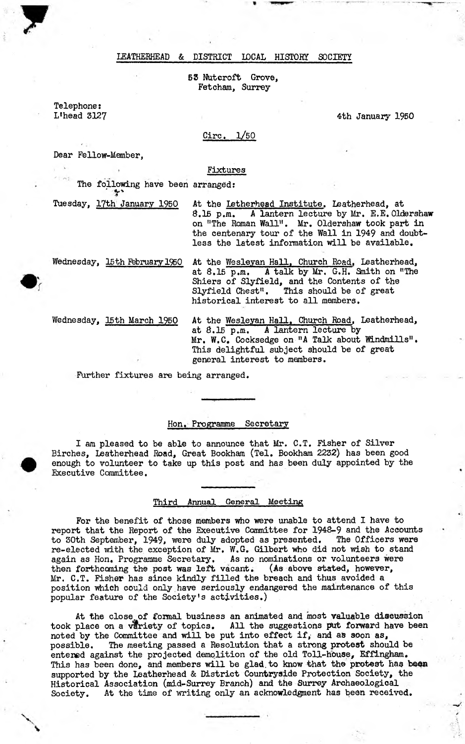# LEATHERHEAD & DISTRICT LOCAL HISTORY SOCIETY

53 Nutcroft Grove,
Fetcham, Surrey

Telephone:
L'head 3127

4th January 1950

Circ. 1/50

Dear Fellow-Member,

## Fixtures

The following have been arranged:

| | |
|---|---|
| Tuesday, 17th January 1950 | At the Letherhead Institute, Leatherhead, at 8.15 p.m. A lantern lecture by Mr. E.E. Oldershaw on "The Roman Wall". Mr. Oldershaw took part in the centenary tour of the Wall in 1949 and doubtless the latest information will be available. |
| Wednesday, 15th February 1950 | At the Wesleyan Hall, Church Road, Leatherhead, at 8.15 p.m. A talk by Mr. G.H. Smith on "The Shiers of Slyfield, and the Contents of the Slyfield Chest". This should be of great historical interest to all members. |
| Wednesday, 15th March 1950 | At the Wesleyan Hall, Church Road, Leatherhead, at 8.15 p.m. A lantern lecture by Mr. W.C. Cocksedge on "A Talk about Windmills". This delightful subject should be of great general interest to members. |

Further fixtures are being arranged.

## Hon. Programme Secretary

I am pleased to be able to announce that Mr. C.T. Fisher of Silver Birches, Leatherhead Road, Great Bookham (Tel. Bookham 2232) has been good enough to volunteer to take up this post and has been duly appointed by the Executive Committee.

## Third Annual General Meeting

For the benefit of those members who were unable to attend I have to report that the Report of the Executive Committee for 1948-9 and the Accounts to 30th September, 1949, were duly adopted as presented. The Officers were re-elected with the exception of Mr. W.G. Gilbert who did not wish to stand again as Hon. Programme Secretary. As no nominations or volunteers were then forthcoming the post was left vacant. (As above stated, however, Mr. C.T. Fisher has since kindly filled the breach and thus avoided a position which could only have seriously endangered the maintenance of this popular feature of the Society's activities.)

At the close of formal business an animated and most valuable discussion took place on a variety of topics. All the suggestions put forward have been noted by the Committee and will be put into effect if, and as soon as, possible. The meeting passed a Resolution that a strong protest should be entered against the projected demolition of the old Toll-house, Effingham. This has been done, and members will be glad to know that the protest has been supported by the Leatherhead & District Countryside Protection Society, the Historical Association (mid-Surrey Branch) and the Surrey Archaeological Society. At the time of writing only an acknowledgment has been received.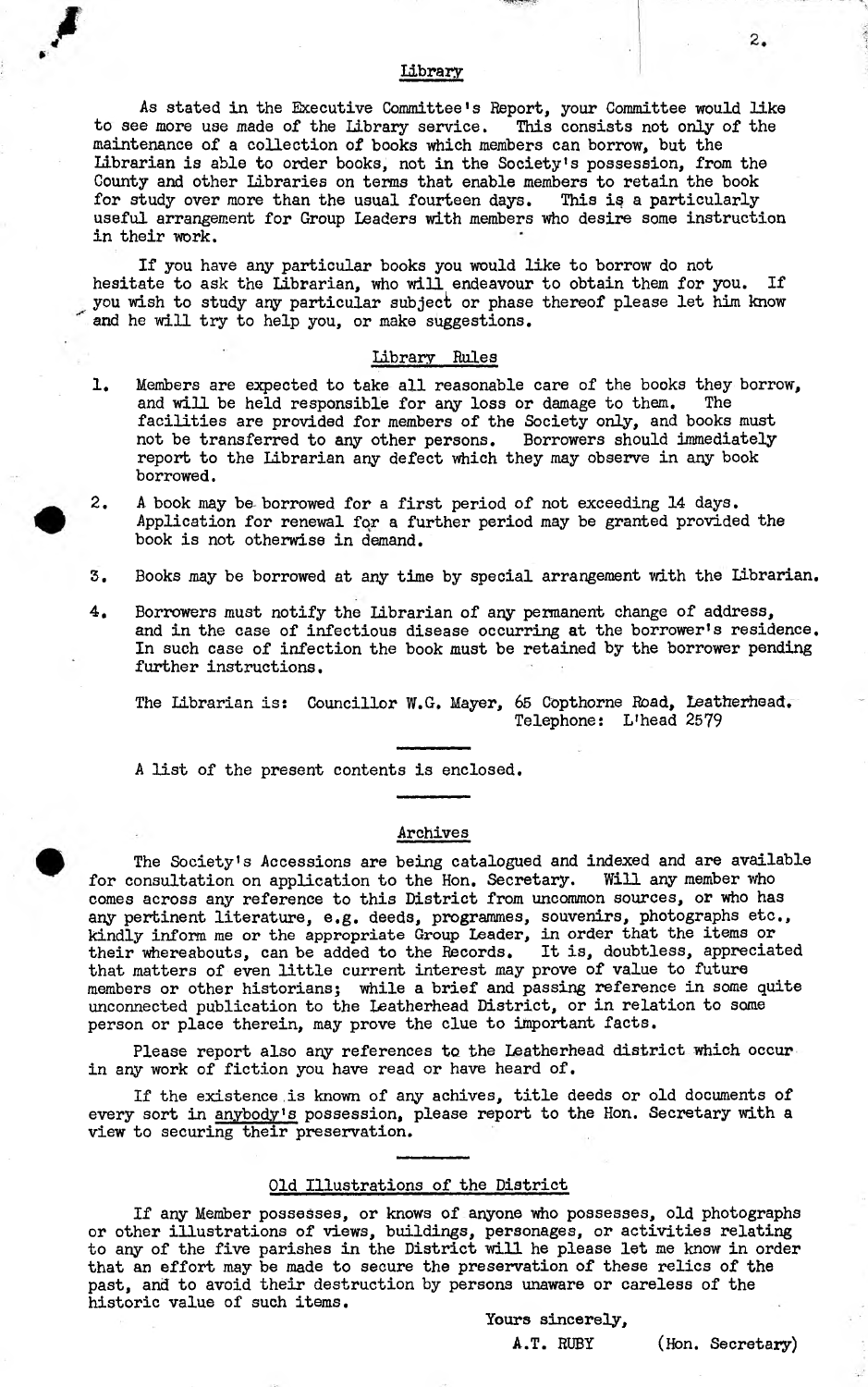## Library

As stated in the Executive Committee's Report, your Committee would like to see more use made of the Library service. This consists not only of the maintenance of a collection of books which members can borrow, but the Librarian is able to order books, not in the Society's possession, from the County and other Libraries on terms that enable members to retain the book for study over more than the usual fourteen days. This is a particularly useful arrangement for Group Leaders with members who desire some instruction in their work.

If you have any particular books you would like to borrow do not hesitate to ask the Librarian, who will endeavour to obtain them for you. If you wish to study any particular subject or phase thereof please let him know and he will try to help you, or make suggestions.

### Library Rules

1. Members are expected to take all reasonable care of the books they borrow, and will be held responsible for any loss or damage to them. The facilities are provided for members of the Society only, and books must not be transferred to any other persons. Borrowers should immediately report to the Librarian any defect which they may observe in any book borrowed.
2. A book may be borrowed for a first period of not exceeding 14 days. Application for renewal for a further period may be granted provided the book is not otherwise in demand.
3. Books may be borrowed at any time by special arrangement with the Librarian.
4. Borrowers must notify the Librarian of any permanent change of address, and in the case of infectious disease occurring at the borrower's residence. In such case of infection the book must be retained by the borrower pending further instructions.

The Librarian is: Councillor W.G. Mayer, 65 Copthorne Road, Leatherhead.
Telephone: L'head 2579

A list of the present contents is enclosed.

## Archives

The Society's Accessions are being catalogued and indexed and are available for consultation on application to the Hon. Secretary. Will any member who comes across any reference to this District from uncommon sources, or who has any pertinent literature, e.g. deeds, programmes, souvenirs, photographs etc., kindly inform me or the appropriate Group Leader, in order that the items or their whereabouts, can be added to the Records. It is, doubtless, appreciated that matters of even little current interest may prove of value to future members or other historians; while a brief and passing reference in some quite unconnected publication to the Leatherhead District, or in relation to some person or place therein, may prove the clue to important facts.

Please report also any references to the Leatherhead district which occur in any work of fiction you have read or have heard of.

If the existence is known of any achives, title deeds or old documents of every sort in anybody's possession, please report to the Hon. Secretary with a view to securing their preservation.

## Old Illustrations of the District

If any Member possesses, or knows of anyone who possesses, old photographs or other illustrations of views, buildings, personages, or activities relating to any of the five parishes in the District will he please let me know in order that an effort may be made to secure the preservation of these relics of the past, and to avoid their destruction by persons unaware or careless of the historic value of such items.

Yours sincerely,

A.T. RUBY (Hon. Secretary)